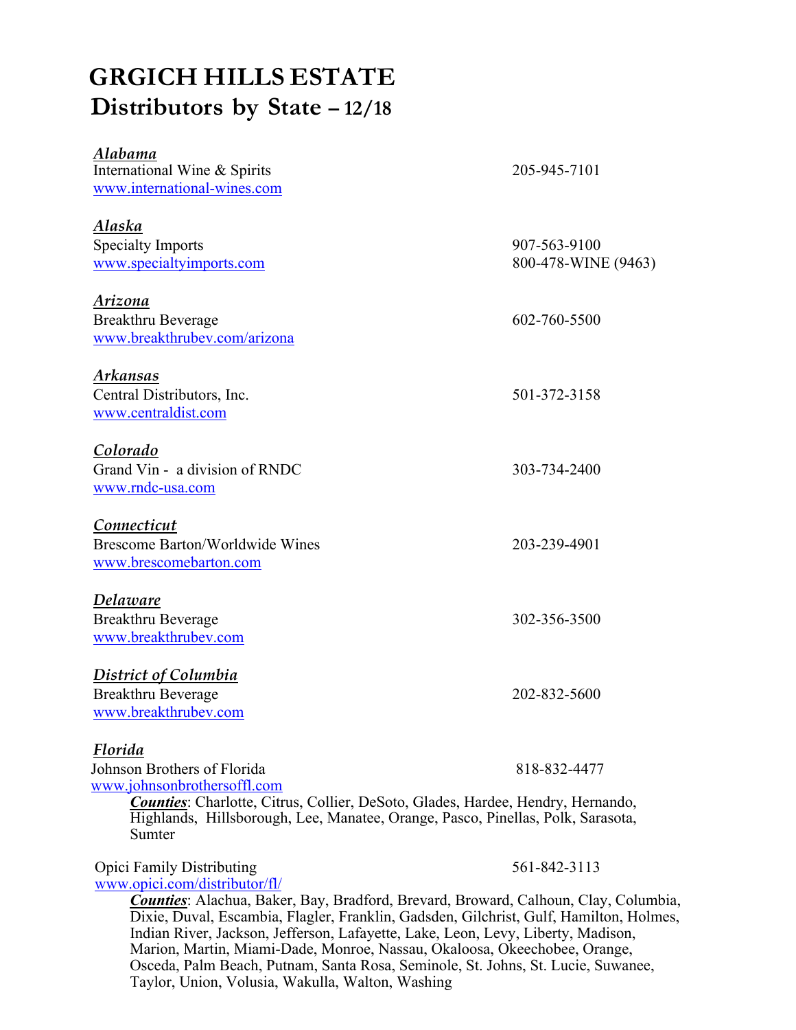# GRGICH HILLS ESTATE

## Distributors by State – 12/18

***Alabama***
International Wine & Spirits — 205-945-7101
www.international-wines.com

***Alaska***
Specialty Imports — 907-563-9100
www.specialtyimports.com — 800-478-WINE (9463)

***Arizona***
Breakthru Beverage — 602-760-5500
www.breakthrubev.com/arizona

***Arkansas***
Central Distributors, Inc. — 501-372-3158
www.centraldist.com

***Colorado***
Grand Vin - a division of RNDC — 303-734-2400
www.rndc-usa.com

***Connecticut***
Brescome Barton/Worldwide Wines — 203-239-4901
www.brescomebarton.com

***Delaware***
Breakthru Beverage — 302-356-3500
www.breakthrubev.com

***District of Columbia***
Breakthru Beverage — 202-832-5600
www.breakthrubev.com

***Florida***
Johnson Brothers of Florida — 818-832-4477
www.johnsonbrothersoffl.com

***Counties***: Charlotte, Citrus, Collier, DeSoto, Glades, Hardee, Hendry, Hernando, Highlands, Hillsborough, Lee, Manatee, Orange, Pasco, Pinellas, Polk, Sarasota, Sumter

Opici Family Distributing — 561-842-3113
www.opici.com/distributor/fl/

***Counties***: Alachua, Baker, Bay, Bradford, Brevard, Broward, Calhoun, Clay, Columbia, Dixie, Duval, Escambia, Flagler, Franklin, Gadsden, Gilchrist, Gulf, Hamilton, Holmes, Indian River, Jackson, Jefferson, Lafayette, Lake, Leon, Levy, Liberty, Madison, Marion, Martin, Miami-Dade, Monroe, Nassau, Okaloosa, Okeechobee, Orange, Osceda, Palm Beach, Putnam, Santa Rosa, Seminole, St. Johns, St. Lucie, Suwanee, Taylor, Union, Volusia, Wakulla, Walton, Washing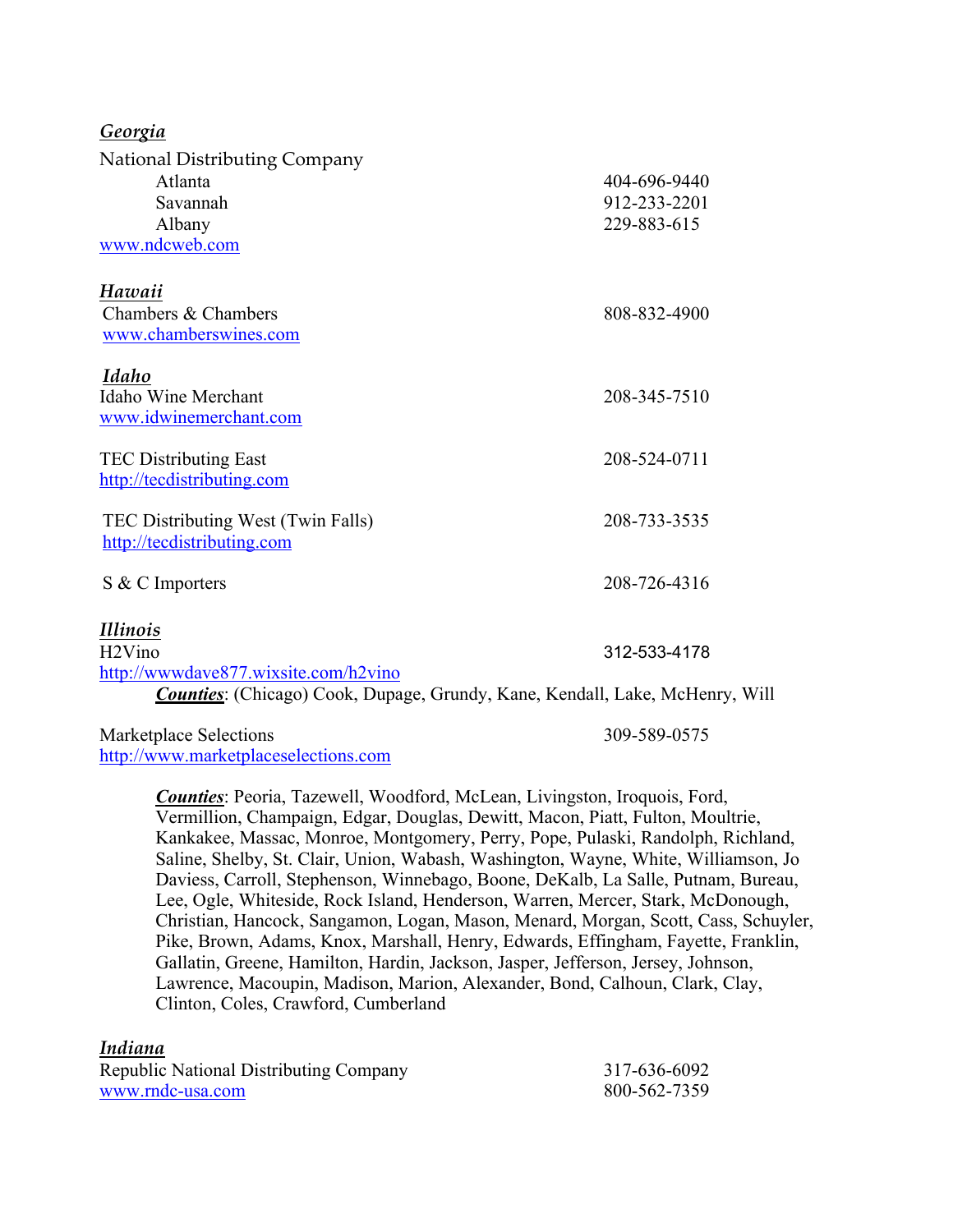## *Georgia*

National Distributing Company

| | |
|---|---|
| Atlanta | 404-696-9440 |
| Savannah | 912-233-2201 |
| Albany | 229-883-615 |

www.ndcweb.com

## *Hawaii*

Chambers & Chambers — 808-832-4900

www.chamberswines.com

## *Idaho*

Idaho Wine Merchant — 208-345-7510

www.idwinemerchant.com

TEC Distributing East — 208-524-0711

http://tecdistributing.com

TEC Distributing West (Twin Falls) — 208-733-3535

http://tecdistributing.com

S & C Importers — 208-726-4316

## *Illinois*

H2Vino — 312-533-4178

http://wwwdave877.wixsite.com/h2vino

***Counties***: (Chicago) Cook, Dupage, Grundy, Kane, Kendall, Lake, McHenry, Will

Marketplace Selections — 309-589-0575

http://www.marketplaceselections.com

***Counties***: Peoria, Tazewell, Woodford, McLean, Livingston, Iroquois, Ford, Vermillion, Champaign, Edgar, Douglas, Dewitt, Macon, Piatt, Fulton, Moultrie, Kankakee, Massac, Monroe, Montgomery, Perry, Pope, Pulaski, Randolph, Richland, Saline, Shelby, St. Clair, Union, Wabash, Washington, Wayne, White, Williamson, Jo Daviess, Carroll, Stephenson, Winnebago, Boone, DeKalb, La Salle, Putnam, Bureau, Lee, Ogle, Whiteside, Rock Island, Henderson, Warren, Mercer, Stark, McDonough, Christian, Hancock, Sangamon, Logan, Mason, Menard, Morgan, Scott, Cass, Schuyler, Pike, Brown, Adams, Knox, Marshall, Henry, Edwards, Effingham, Fayette, Franklin, Gallatin, Greene, Hamilton, Hardin, Jackson, Jasper, Jefferson, Jersey, Johnson, Lawrence, Macoupin, Madison, Marion, Alexander, Bond, Calhoun, Clark, Clay, Clinton, Coles, Crawford, Cumberland

## *Indiana*

Republic National Distributing Company — 317-636-6092

www.rndc-usa.com — 800-562-7359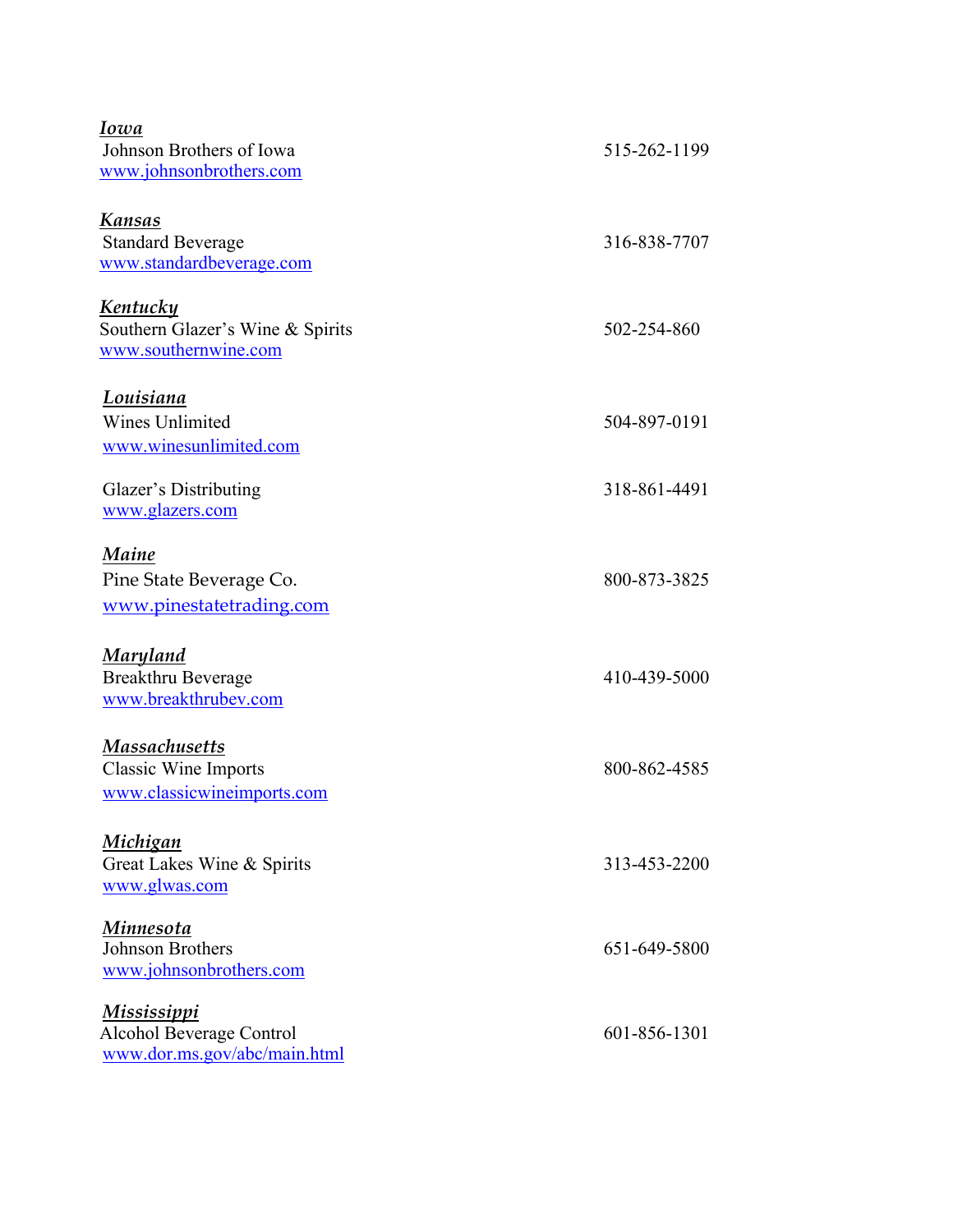***Iowa***
Johnson Brothers of Iowa 515-262-1199
www.johnsonbrothers.com

***Kansas***
Standard Beverage 316-838-7707
www.standardbeverage.com

***Kentucky***
Southern Glazer's Wine & Spirits 502-254-860
www.southernwine.com

***Louisiana***
Wines Unlimited 504-897-0191
www.winesunlimited.com

Glazer's Distributing 318-861-4491
www.glazers.com

***Maine***
Pine State Beverage Co. 800-873-3825
www.pinestatetrading.com

***Maryland***
Breakthru Beverage 410-439-5000
www.breakthrubev.com

***Massachusetts***
Classic Wine Imports 800-862-4585
www.classicwineimports.com

***Michigan***
Great Lakes Wine & Spirits 313-453-2200
www.glwas.com

***Minnesota***
Johnson Brothers 651-649-5800
www.johnsonbrothers.com

***Mississippi***
Alcohol Beverage Control 601-856-1301
www.dor.ms.gov/abc/main.html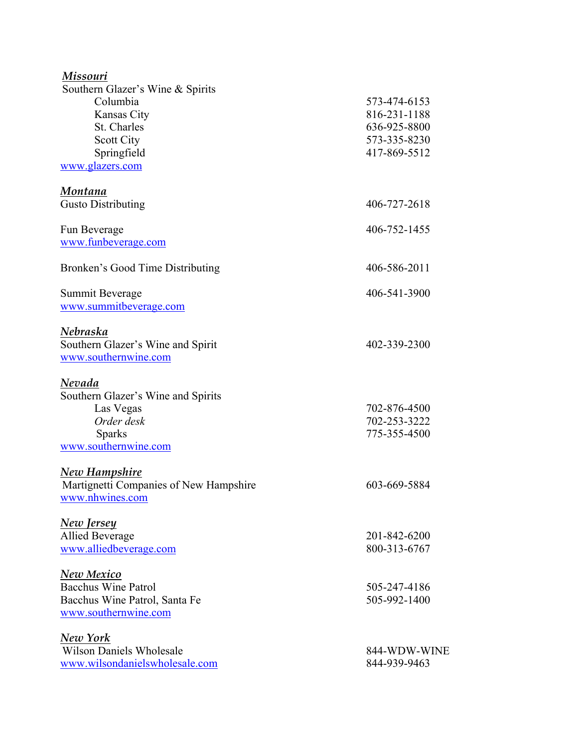***Missouri***

Southern Glazer's Wine & Spirits

| | |
|---|---|
| Columbia | 573-474-6153 |
| Kansas City | 816-231-1188 |
| St. Charles | 636-925-8800 |
| Scott City | 573-335-8230 |
| Springfield | 417-869-5512 |

www.glazers.com

***Montana***

Gusto Distributing — 406-727-2618

Fun Beverage — 406-752-1455
www.funbeverage.com

Bronken's Good Time Distributing — 406-586-2011

Summit Beverage — 406-541-3900
www.summitbeverage.com

***Nebraska***

Southern Glazer's Wine and Spirit — 402-339-2300
www.southernwine.com

***Nevada***

Southern Glazer's Wine and Spirits

| | |
|---|---|
| Las Vegas | 702-876-4500 |
| *Order desk* | 702-253-3222 |
| Sparks | 775-355-4500 |

www.southernwine.com

***New Hampshire***

Martignetti Companies of New Hampshire — 603-669-5884
www.nhwines.com

***New Jersey***

Allied Beverage — 201-842-6200
www.alliedbeverage.com — 800-313-6767

***New Mexico***

Bacchus Wine Patrol — 505-247-4186
Bacchus Wine Patrol, Santa Fe — 505-992-1400
www.southernwine.com

***New York***

Wilson Daniels Wholesale — 844-WDW-WINE
www.wilsondanielswholesale.com — 844-939-9463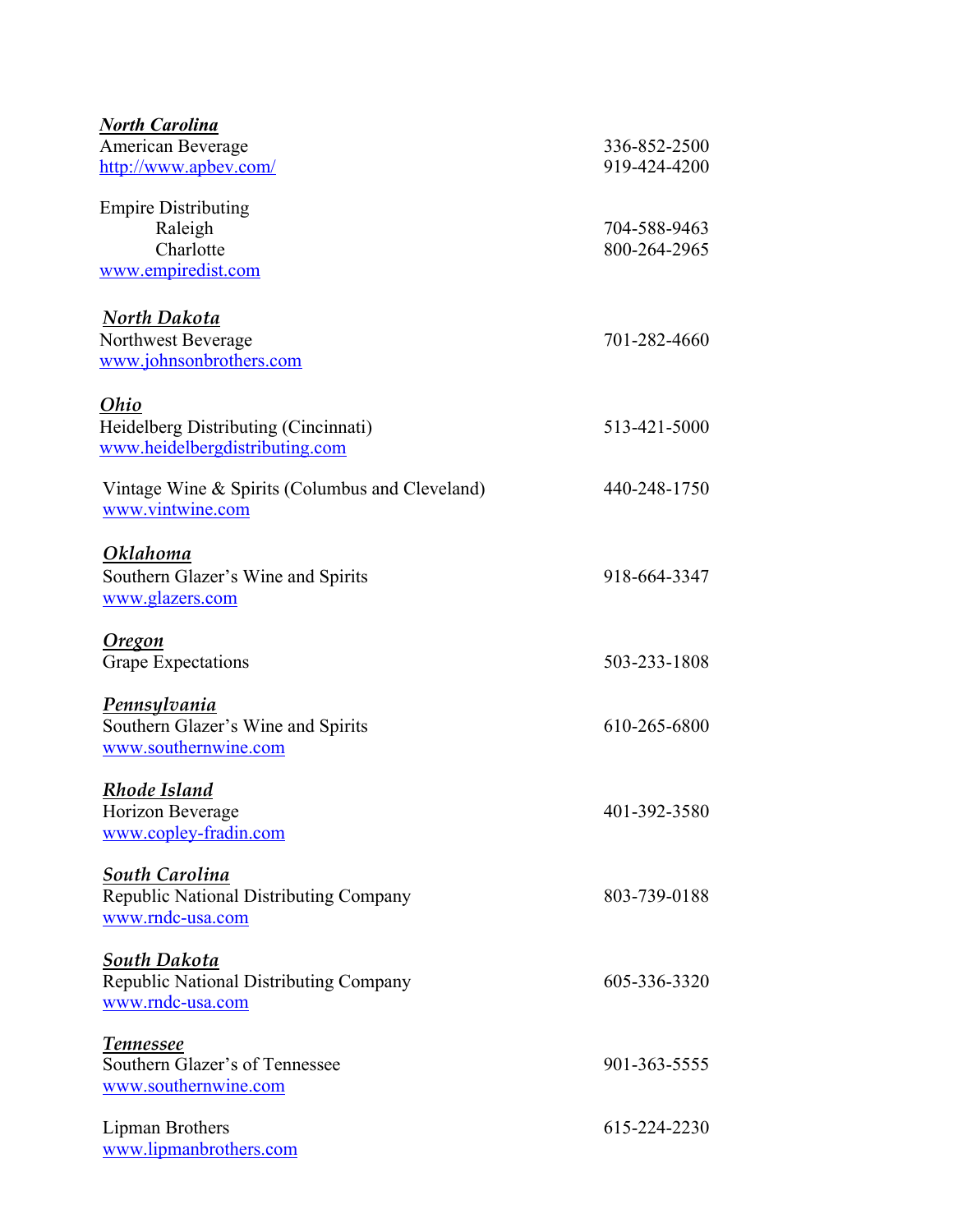***North Carolina***

American Beverage — 336-852-2500
http://www.apbev.com/ — 919-424-4200

Empire Distributing
- Raleigh — 704-588-9463
- Charlotte — 800-264-2965

www.empiredist.com

***North Dakota***

Northwest Beverage — 701-282-4660
www.johnsonbrothers.com

***Ohio***

Heidelberg Distributing (Cincinnati) — 513-421-5000
www.heidelbergdistributing.com

Vintage Wine & Spirits (Columbus and Cleveland) — 440-248-1750
www.vintwine.com

***Oklahoma***

Southern Glazer's Wine and Spirits — 918-664-3347
www.glazers.com

***Oregon***

Grape Expectations — 503-233-1808

***Pennsylvania***

Southern Glazer's Wine and Spirits — 610-265-6800
www.southernwine.com

***Rhode Island***

Horizon Beverage — 401-392-3580
www.copley-fradin.com

***South Carolina***

Republic National Distributing Company — 803-739-0188
www.rndc-usa.com

***South Dakota***

Republic National Distributing Company — 605-336-3320
www.rndc-usa.com

***Tennessee***

Southern Glazer's of Tennessee — 901-363-5555
www.southernwine.com

Lipman Brothers — 615-224-2230
www.lipmanbrothers.com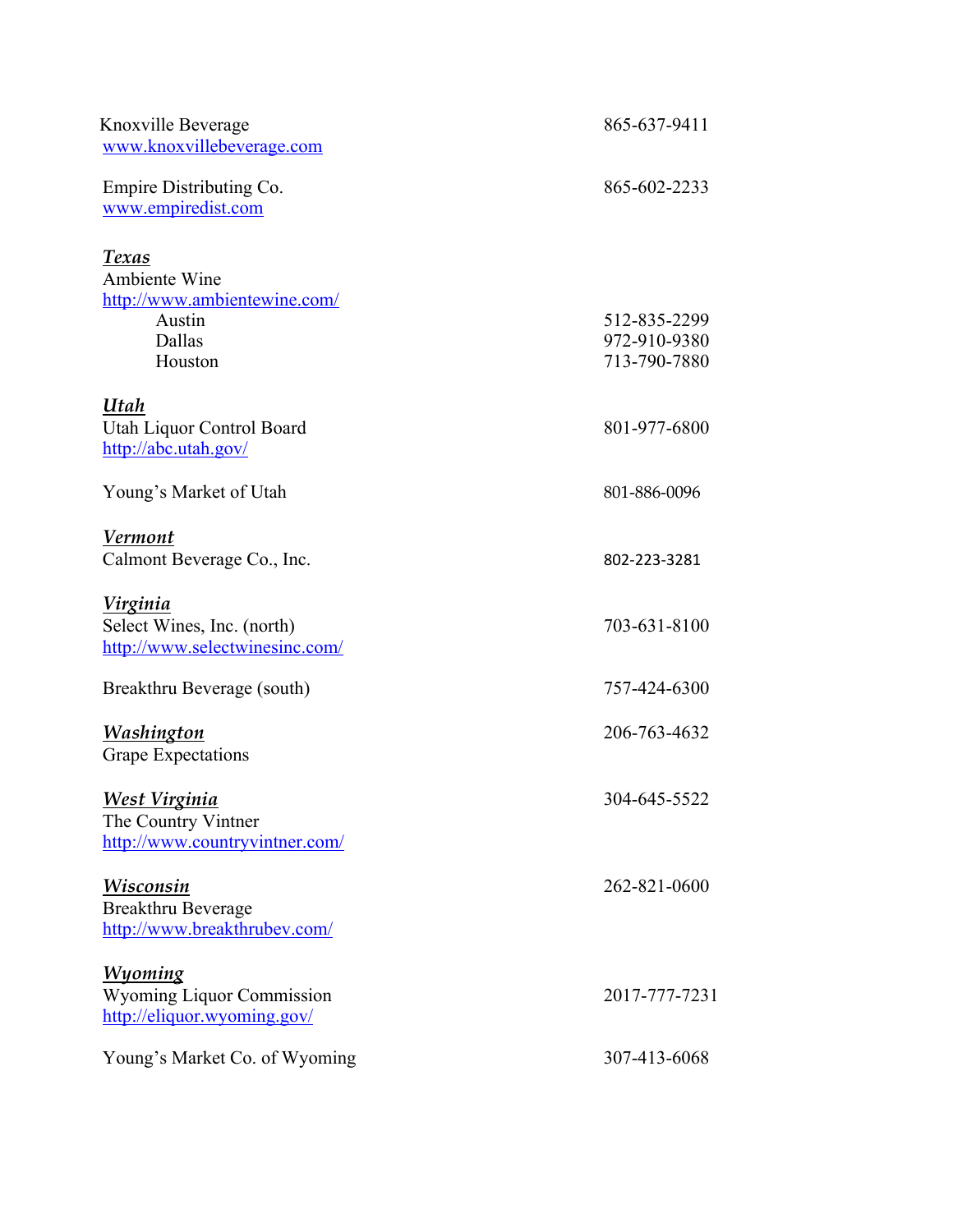Knoxville Beverage 865-637-9411
[www.knoxvillebeverage.com](http://www.knoxvillebeverage.com)

Empire Distributing Co. 865-602-2233
[www.empiredist.com](http://www.empiredist.com)

***Texas***

Ambiente Wine
[http://www.ambientewine.com/](http://www.ambientewine.com/)

- Austin 512-835-2299
- Dallas 972-910-9380
- Houston 713-790-7880

***Utah***

Utah Liquor Control Board 801-977-6800
[http://abc.utah.gov/](http://abc.utah.gov/)

Young's Market of Utah 801-886-0096

***Vermont***

Calmont Beverage Co., Inc. 802-223-3281

***Virginia***

Select Wines, Inc. (north) 703-631-8100
[http://www.selectwinesinc.com/](http://www.selectwinesinc.com/)

Breakthru Beverage (south) 757-424-6300

***Washington*** 206-763-4632

Grape Expectations

***West Virginia*** 304-645-5522

The Country Vintner
[http://www.countryvintner.com/](http://www.countryvintner.com/)

***Wisconsin*** 262-821-0600

Breakthru Beverage
[http://www.breakthrubev.com/](http://www.breakthrubev.com/)

***Wyoming***

Wyoming Liquor Commission 2017-777-7231
[http://eliquor.wyoming.gov/](http://eliquor.wyoming.gov/)

Young's Market Co. of Wyoming 307-413-6068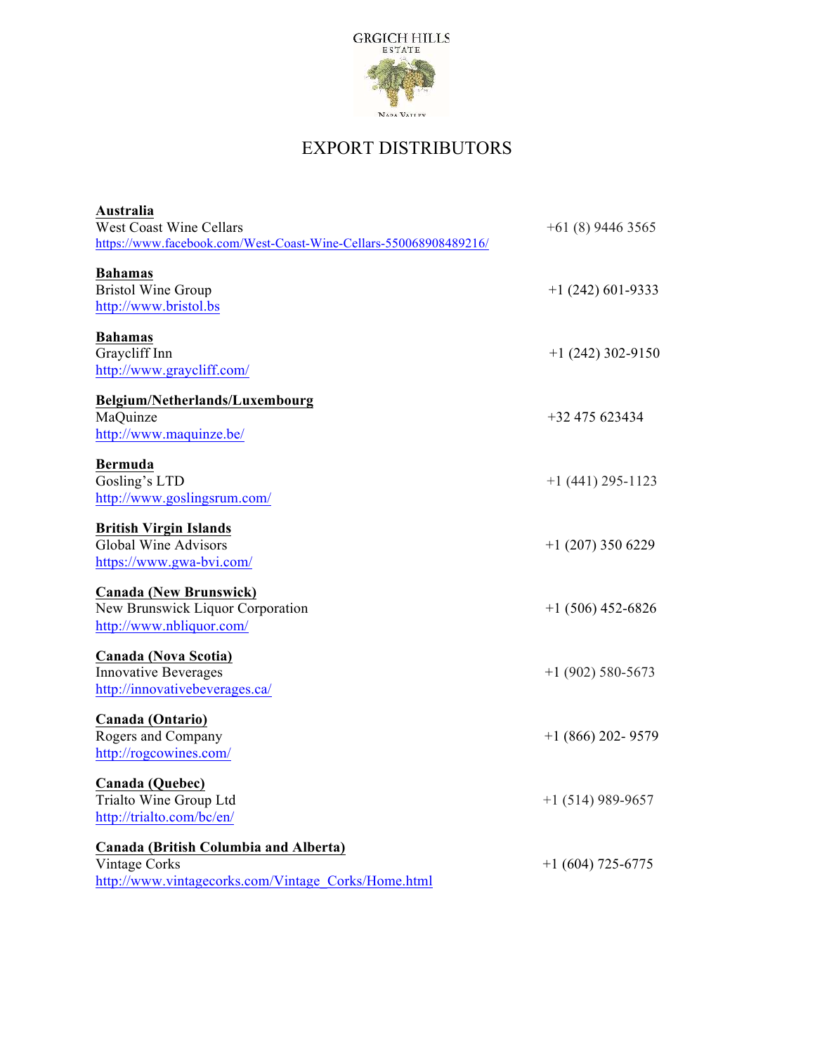GRGICH HILLS ESTATE

NAPA VALLEY

# EXPORT DISTRIBUTORS

**Australia**
West Coast Wine Cellars — +61 (8) 9446 3565
https://www.facebook.com/West-Coast-Wine-Cellars-550068908489216/

**Bahamas**
Bristol Wine Group — +1 (242) 601-9333
http://www.bristol.bs

**Bahamas**
Graycliff Inn — +1 (242) 302-9150
http://www.graycliff.com/

**Belgium/Netherlands/Luxembourg**
MaQuinze — +32 475 623434
http://www.maquinze.be/

**Bermuda**
Gosling's LTD — +1 (441) 295-1123
http://www.goslingsrum.com/

**British Virgin Islands**
Global Wine Advisors — +1 (207) 350 6229
https://www.gwa-bvi.com/

**Canada (New Brunswick)**
New Brunswick Liquor Corporation — +1 (506) 452-6826
http://www.nbliquor.com/

**Canada (Nova Scotia)**
Innovative Beverages — +1 (902) 580-5673
http://innovativebeverages.ca/

**Canada (Ontario)**
Rogers and Company — +1 (866) 202- 9579
http://rogcowines.com/

**Canada (Quebec)**
Trialto Wine Group Ltd — +1 (514) 989-9657
http://trialto.com/bc/en/

**Canada (British Columbia and Alberta)**
Vintage Corks — +1 (604) 725-6775
http://www.vintagecorks.com/Vintage_Corks/Home.html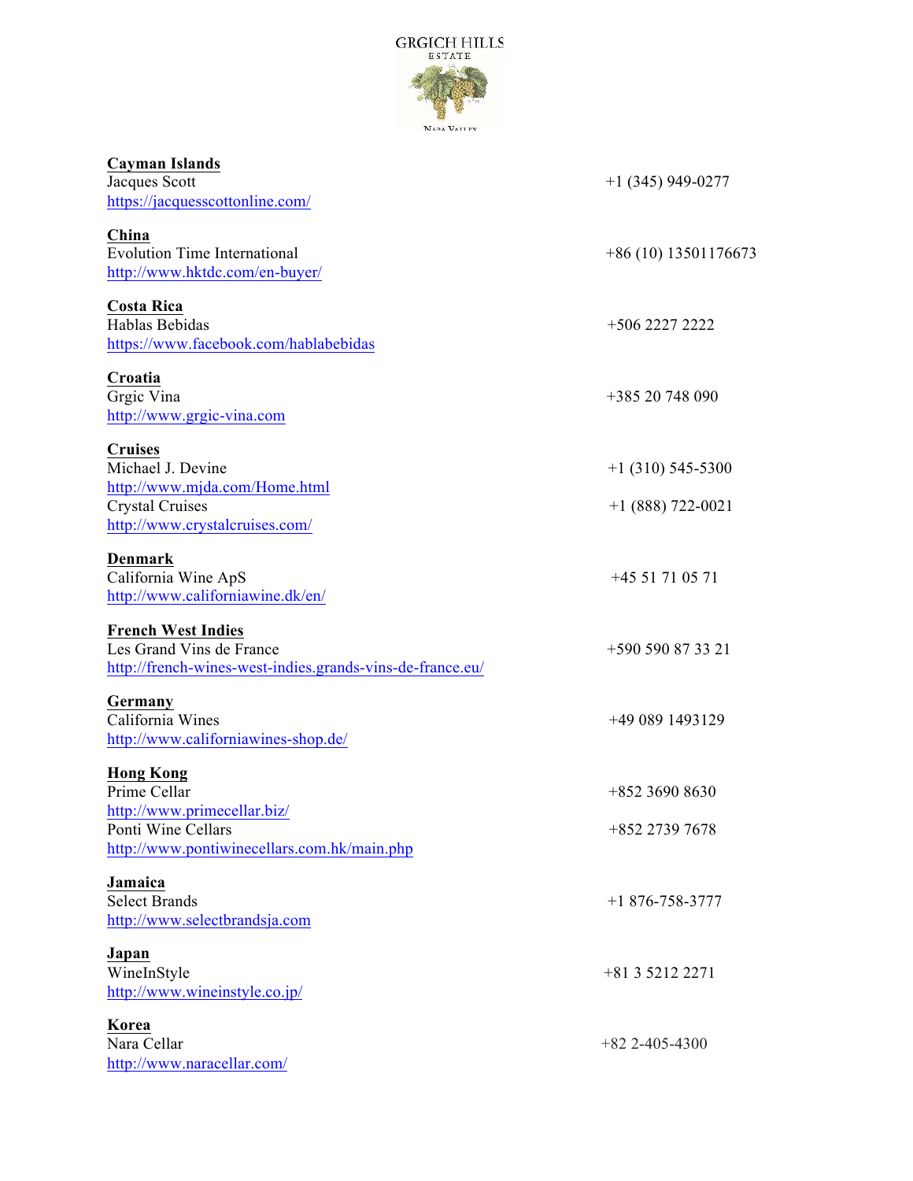GRGICH HILLS ESTATE

**Cayman Islands**
Jacques Scott +1 (345) 949-0277
https://jacquesscottonline.com/

**China**
Evolution Time International +86 (10) 13501176673
http://www.hktdc.com/en-buyer/

**Costa Rica**
Hablas Bebidas +506 2227 2222
https://www.facebook.com/hablabebidas

**Croatia**
Grgic Vina +385 20 748 090
http://www.grgic-vina.com

**Cruises**
Michael J. Devine +1 (310) 545-5300
http://www.mjda.com/Home.html
Crystal Cruises +1 (888) 722-0021
http://www.crystalcruises.com/

**Denmark**
California Wine ApS +45 51 71 05 71
http://www.californiawine.dk/en/

**French West Indies**
Les Grand Vins de France +590 590 87 33 21
http://french-wines-west-indies.grands-vins-de-france.eu/

**Germany**
California Wines +49 089 1493129
http://www.californiawines-shop.de/

**Hong Kong**
Prime Cellar +852 3690 8630
http://www.primecellar.biz/
Ponti Wine Cellars +852 2739 7678
http://www.pontiwinecellars.com.hk/main.php

**Jamaica**
Select Brands +1 876-758-3777
http://www.selectbrandsja.com

**Japan**
WineInStyle +81 3 5212 2271
http://www.wineinstyle.co.jp/

**Korea**
Nara Cellar +82 2-405-4300
http://www.naracellar.com/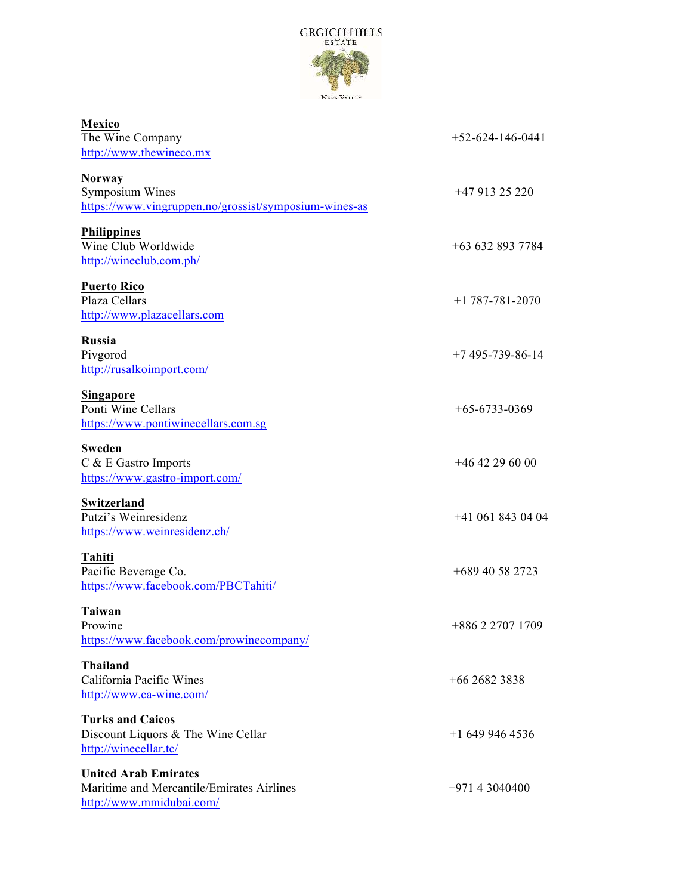GRGICH HILLS ESTATE

**Mexico**
The Wine Company — +52-624-146-0441
http://www.thewineco.mx

**Norway**
Symposium Wines — +47 913 25 220
https://www.vingruppen.no/grossist/symposium-wines-as

**Philippines**
Wine Club Worldwide — +63 632 893 7784
http://wineclub.com.ph/

**Puerto Rico**
Plaza Cellars — +1 787-781-2070
http://www.plazacellars.com

**Russia**
Pivgorod — +7 495-739-86-14
http://rusalkoimport.com/

**Singapore**
Ponti Wine Cellars — +65-6733-0369
https://www.pontiwinecellars.com.sg

**Sweden**
C & E Gastro Imports — +46 42 29 60 00
https://www.gastro-import.com/

**Switzerland**
Putzi's Weinresidenz — +41 061 843 04 04
https://www.weinresidenz.ch/

**Tahiti**
Pacific Beverage Co. — +689 40 58 2723
https://www.facebook.com/PBCTahiti/

**Taiwan**
Prowine — +886 2 2707 1709
https://www.facebook.com/prowinecompany/

**Thailand**
California Pacific Wines — +66 2682 3838
http://www.ca-wine.com/

**Turks and Caicos**
Discount Liquors & The Wine Cellar — +1 649 946 4536
http://winecellar.tc/

**United Arab Emirates**
Maritime and Mercantile/Emirates Airlines — +971 4 3040400
http://www.mmidubai.com/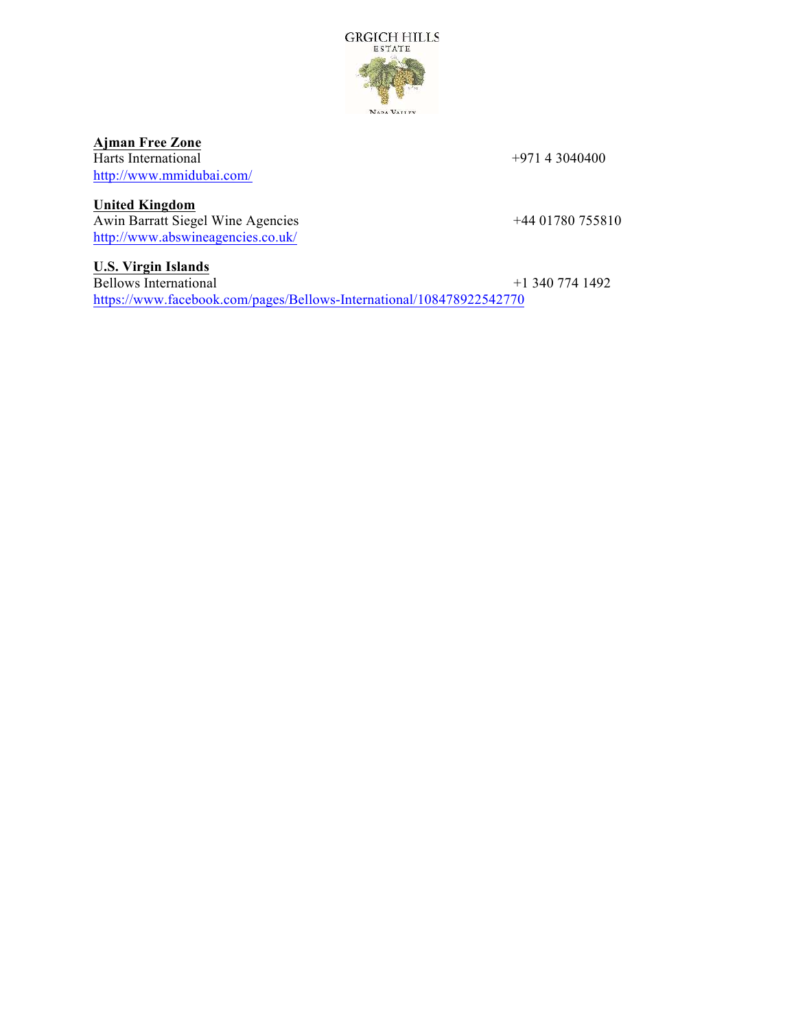GRGICH HILLS
ESTATE
NAPA VALLEY

**Ajman Free Zone**
Harts International +971 4 3040400
http://www.mmidubai.com/

**United Kingdom**
Awin Barratt Siegel Wine Agencies +44 01780 755810
http://www.abswineagencies.co.uk/

**U.S. Virgin Islands**
Bellows International +1 340 774 1492
https://www.facebook.com/pages/Bellows-International/108478922542770